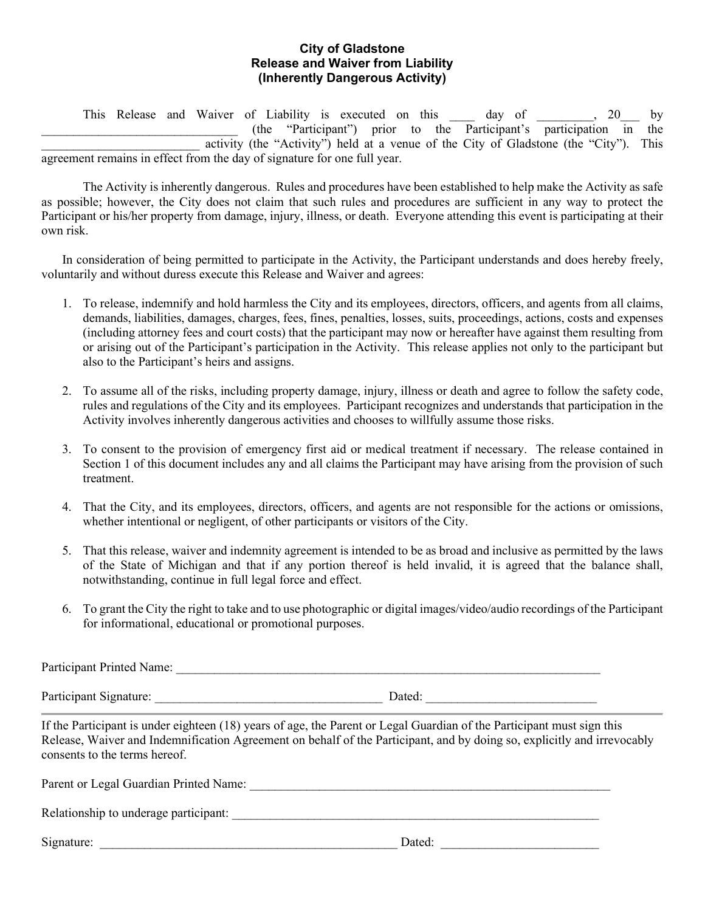**City of Gladstone**
**Release and Waiver from Liability**
**(Inherently Dangerous Activity)**

This Release and Waiver of Liability is executed on this ____ day of _________, 20___ by _______________________________ (the "Participant") prior to the Participant's participation in the ________________________ activity (the "Activity") held at a venue of the City of Gladstone (the "City"). This agreement remains in effect from the day of signature for one full year.

The Activity is inherently dangerous. Rules and procedures have been established to help make the Activity as safe as possible; however, the City does not claim that such rules and procedures are sufficient in any way to protect the Participant or his/her property from damage, injury, illness, or death. Everyone attending this event is participating at their own risk.

In consideration of being permitted to participate in the Activity, the Participant understands and does hereby freely, voluntarily and without duress execute this Release and Waiver and agrees:

1. To release, indemnify and hold harmless the City and its employees, directors, officers, and agents from all claims, demands, liabilities, damages, charges, fees, fines, penalties, losses, suits, proceedings, actions, costs and expenses (including attorney fees and court costs) that the participant may now or hereafter have against them resulting from or arising out of the Participant's participation in the Activity. This release applies not only to the participant but also to the Participant's heirs and assigns.

2. To assume all of the risks, including property damage, injury, illness or death and agree to follow the safety code, rules and regulations of the City and its employees. Participant recognizes and understands that participation in the Activity involves inherently dangerous activities and chooses to willfully assume those risks.

3. To consent to the provision of emergency first aid or medical treatment if necessary. The release contained in Section 1 of this document includes any and all claims the Participant may have arising from the provision of such treatment.

4. That the City, and its employees, directors, officers, and agents are not responsible for the actions or omissions, whether intentional or negligent, of other participants or visitors of the City.

5. That this release, waiver and indemnity agreement is intended to be as broad and inclusive as permitted by the laws of the State of Michigan and that if any portion thereof is held invalid, it is agreed that the balance shall, notwithstanding, continue in full legal force and effect.

6. To grant the City the right to take and to use photographic or digital images/video/audio recordings of the Participant for informational, educational or promotional purposes.

Participant Printed Name: ________________________________________________________________________

Participant Signature: _____________________________________ Dated: ___________________________

---

If the Participant is under eighteen (18) years of age, the Parent or Legal Guardian of the Participant must sign this Release, Waiver and Indemnification Agreement on behalf of the Participant, and by doing so, explicitly and irrevocably consents to the terms hereof.

Parent or Legal Guardian Printed Name: ___________________________________________________________

Relationship to underage participant: _____________________________________________________________

Signature: ________________________________________________ Dated: _________________________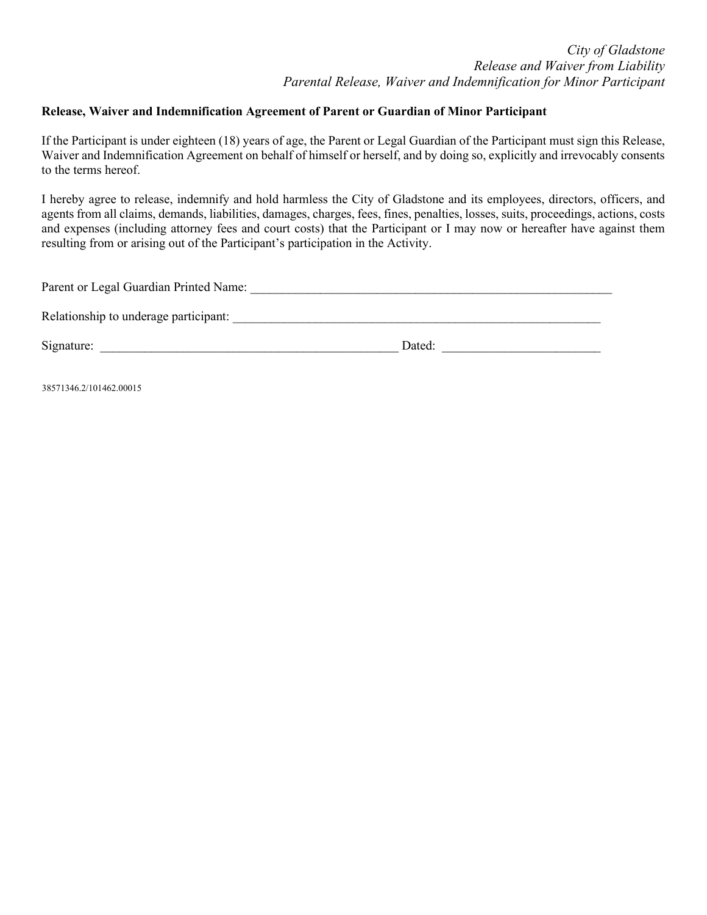*City of Gladstone*
*Release and Waiver from Liability*
*Parental Release, Waiver and Indemnification for Minor Participant*

**Release, Waiver and Indemnification Agreement of Parent or Guardian of Minor Participant**

If the Participant is under eighteen (18) years of age, the Parent or Legal Guardian of the Participant must sign this Release, Waiver and Indemnification Agreement on behalf of himself or herself, and by doing so, explicitly and irrevocably consents to the terms hereof.

I hereby agree to release, indemnify and hold harmless the City of Gladstone and its employees, directors, officers, and agents from all claims, demands, liabilities, damages, charges, fees, fines, penalties, losses, suits, proceedings, actions, costs and expenses (including attorney fees and court costs) that the Participant or I may now or hereafter have against them resulting from or arising out of the Participant's participation in the Activity.

Parent or Legal Guardian Printed Name: ____________________________________________________________

Relationship to underage participant: ____________________________________________________________

Signature: ________________________________________________ Dated: _________________________

38571346.2/101462.00015